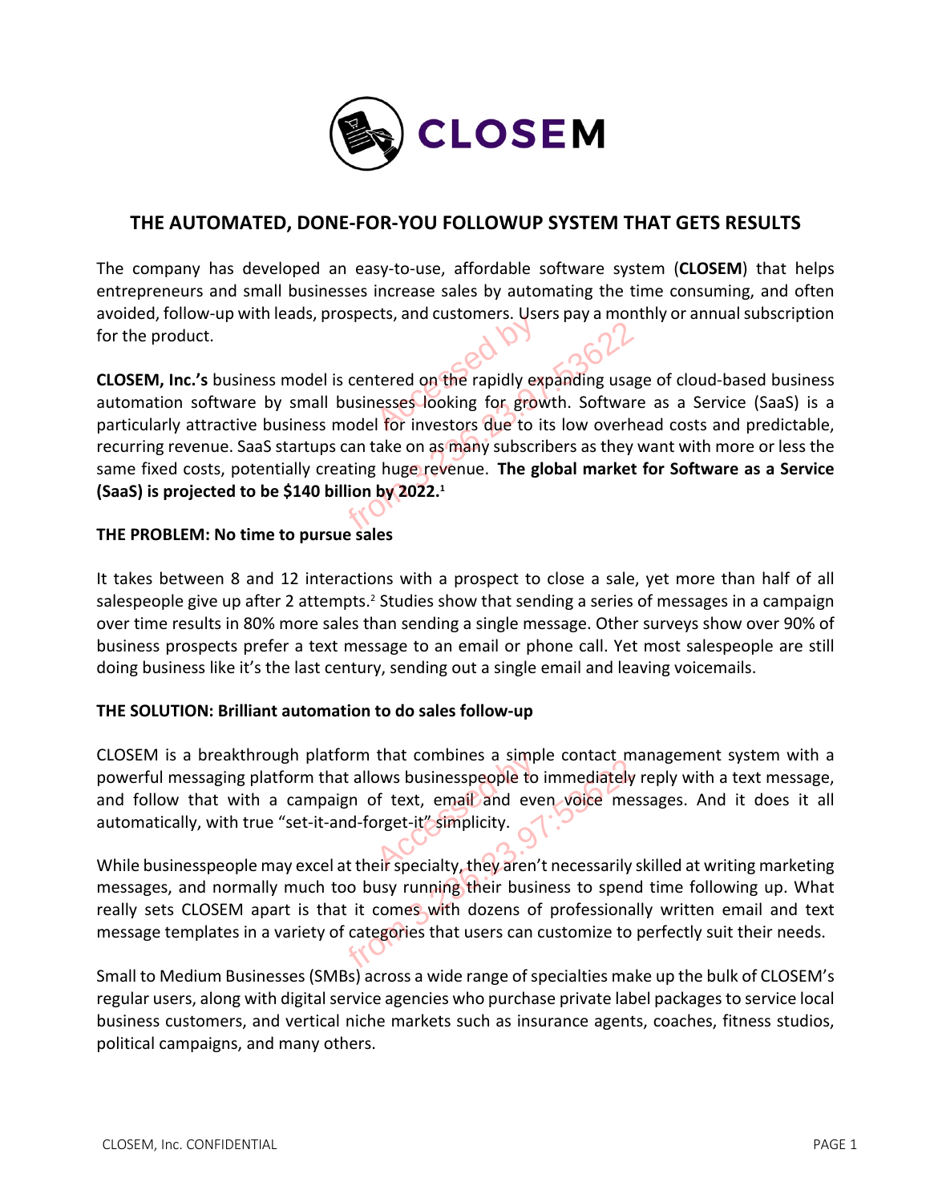# CLOSEM

## THE AUTOMATED, DONE-FOR-YOU FOLLOWUP SYSTEM THAT GETS RESULTS

The company has developed an easy-to-use, affordable software system (**CLOSEM**) that helps entrepreneurs and small businesses increase sales by automating the time consuming, and often avoided, follow-up with leads, prospects, and customers. Users pay a monthly or annual subscription for the product.

**CLOSEM, Inc.'s** business model is centered on the rapidly expanding usage of cloud-based business automation software by small businesses looking for growth. Software as a Service (SaaS) is a particularly attractive business model for investors due to its low overhead costs and predictable, recurring revenue. SaaS startups can take on as many subscribers as they want with more or less the same fixed costs, potentially creating huge revenue. **The global market for Software as a Service (SaaS) is projected to be $140 billion by 2022.**[1]

**THE PROBLEM: No time to pursue sales**

It takes between 8 and 12 interactions with a prospect to close a sale, yet more than half of all salespeople give up after 2 attempts.[2] Studies show that sending a series of messages in a campaign over time results in 80% more sales than sending a single message. Other surveys show over 90% of business prospects prefer a text message to an email or phone call. Yet most salespeople are still doing business like it's the last century, sending out a single email and leaving voicemails.

**THE SOLUTION: Brilliant automation to do sales follow-up**

CLOSEM is a breakthrough platform that combines a simple contact management system with a powerful messaging platform that allows businesspeople to immediately reply with a text message, and follow that with a campaign of text, email and even voice messages. And it does it all automatically, with true "set-it-and-forget-it" simplicity.

While businesspeople may excel at their specialty, they aren't necessarily skilled at writing marketing messages, and normally much too busy running their business to spend time following up. What really sets CLOSEM apart is that it comes with dozens of professionally written email and text message templates in a variety of categories that users can customize to perfectly suit their needs.

Small to Medium Businesses (SMBs) across a wide range of specialties make up the bulk of CLOSEM's regular users, along with digital service agencies who purchase private label packages to service local business customers, and vertical niche markets such as insurance agents, coaches, fitness studios, political campaigns, and many others.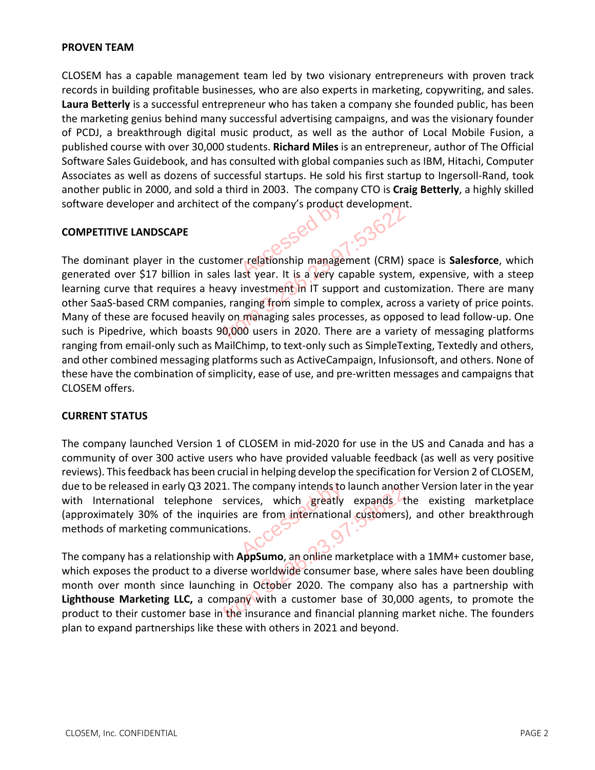**PROVEN TEAM**

CLOSEM has a capable management team led by two visionary entrepreneurs with proven track records in building profitable businesses, who are also experts in marketing, copywriting, and sales. **Laura Betterly** is a successful entrepreneur who has taken a company she founded public, has been the marketing genius behind many successful advertising campaigns, and was the visionary founder of PCDJ, a breakthrough digital music product, as well as the author of Local Mobile Fusion, a published course with over 30,000 students. **Richard Miles** is an entrepreneur, author of The Official Software Sales Guidebook, and has consulted with global companies such as IBM, Hitachi, Computer Associates as well as dozens of successful startups. He sold his first startup to Ingersoll-Rand, took another public in 2000, and sold a third in 2003. The company CTO is **Craig Betterly**, a highly skilled software developer and architect of the company's product development.

**COMPETITIVE LANDSCAPE**

The dominant player in the customer relationship management (CRM) space is **Salesforce**, which generated over $17 billion in sales last year. It is a very capable system, expensive, with a steep learning curve that requires a heavy investment in IT support and customization. There are many other SaaS-based CRM companies, ranging from simple to complex, across a variety of price points. Many of these are focused heavily on managing sales processes, as opposed to lead follow-up. One such is Pipedrive, which boasts 90,000 users in 2020. There are a variety of messaging platforms ranging from email-only such as MailChimp, to text-only such as SimpleTexting, Textedly and others, and other combined messaging platforms such as ActiveCampaign, Infusionsoft, and others. None of these have the combination of simplicity, ease of use, and pre-written messages and campaigns that CLOSEM offers.

**CURRENT STATUS**

The company launched Version 1 of CLOSEM in mid-2020 for use in the US and Canada and has a community of over 300 active users who have provided valuable feedback (as well as very positive reviews). This feedback has been crucial in helping develop the specification for Version 2 of CLOSEM, due to be released in early Q3 2021. The company intends to launch another Version later in the year with International telephone services, which greatly expands the existing marketplace (approximately 30% of the inquiries are from international customers), and other breakthrough methods of marketing communications.

The company has a relationship with **AppSumo**, an online marketplace with a 1MM+ customer base, which exposes the product to a diverse worldwide consumer base, where sales have been doubling month over month since launching in October 2020. The company also has a partnership with **Lighthouse Marketing LLC,** a company with a customer base of 30,000 agents, to promote the product to their customer base in the insurance and financial planning market niche. The founders plan to expand partnerships like these with others in 2021 and beyond.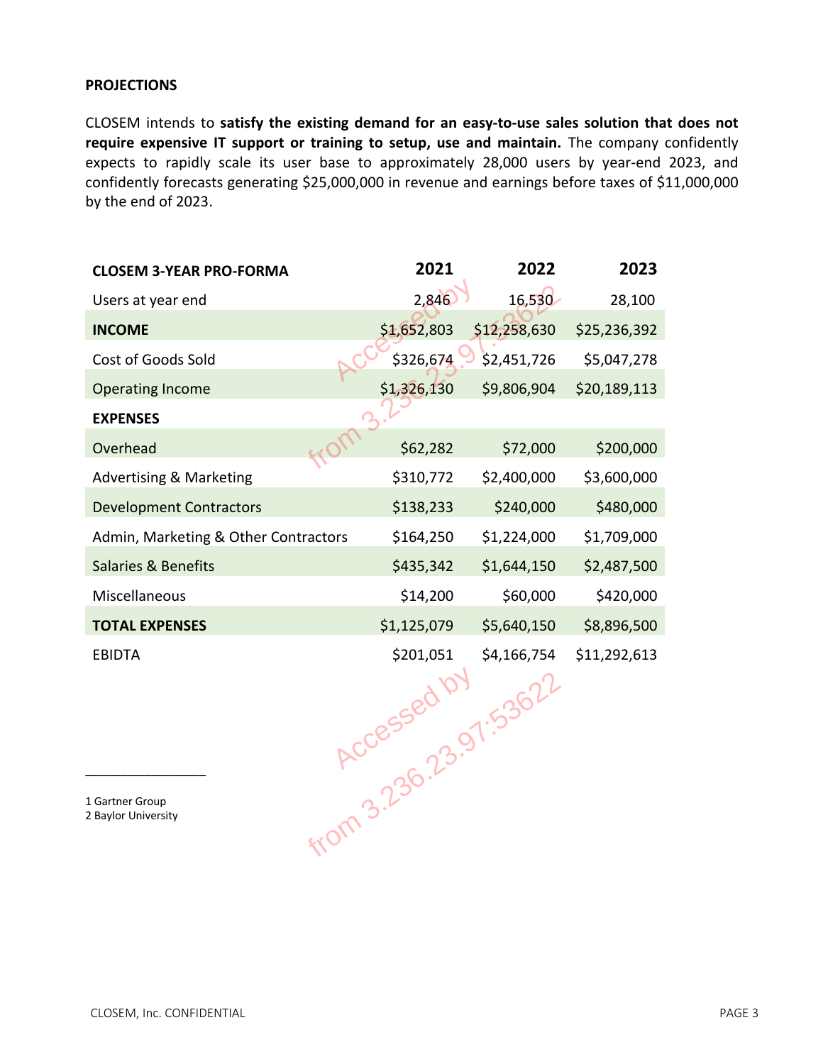**PROJECTIONS**

CLOSEM intends to **satisfy the existing demand for an easy-to-use sales solution that does not require expensive IT support or training to setup, use and maintain.** The company confidently expects to rapidly scale its user base to approximately 28,000 users by year-end 2023, and confidently forecasts generating $25,000,000 in revenue and earnings before taxes of $11,000,000 by the end of 2023.

| CLOSEM 3-YEAR PRO-FORMA | 2021 | 2022 | 2023 |
|---|---|---|---|
| Users at year end | 2,846 | 16,530 | 28,100 |
| **INCOME** | $1,652,803 | $12,258,630 | $25,236,392 |
| Cost of Goods Sold | $326,674 | $2,451,726 | $5,047,278 |
| Operating Income | $1,326,130 | $9,806,904 | $20,189,113 |
| **EXPENSES** | | | |
| Overhead | $62,282 | $72,000 | $200,000 |
| Advertising & Marketing | $310,772 | $2,400,000 | $3,600,000 |
| Development Contractors | $138,233 | $240,000 | $480,000 |
| Admin, Marketing & Other Contractors | $164,250 | $1,224,000 | $1,709,000 |
| Salaries & Benefits | $435,342 | $1,644,150 | $2,487,500 |
| Miscellaneous | $14,200 | $60,000 | $420,000 |
| **TOTAL EXPENSES** | $1,125,079 | $5,640,150 | $8,896,500 |
| EBIDTA | $201,051 | $4,166,754 | $11,292,613 |

---

1 Gartner Group
2 Baylor University